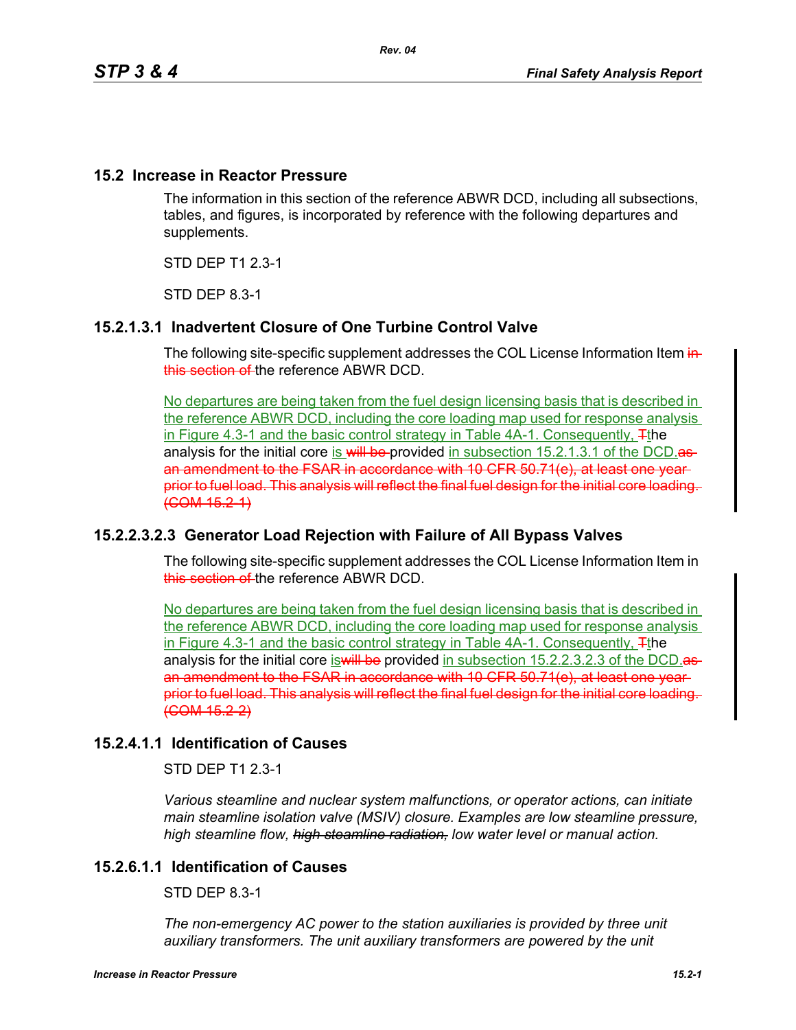## 15.2 Increase in Reactor Pressure

The information in this section of the reference ABWR DCD, including all subsections, tables, and figures, is incorporated by reference with the following departures and supplements.

STD DEP T1 2.3-1

STD DEP 8.3-1

### 15.2.1.3.1 Inadvertent Closure of One Turbine Control Valve

The following site-specific supplement addresses the COL License Information Item ~~in this section of~~ the reference ABWR DCD.

No departures are being taken from the fuel design licensing basis that is described in the reference ABWR DCD, including the core loading map used for response analysis in Figure 4.3-1 and the basic control strategy in Table 4A-1. Consequently, ~~T~~the analysis for the initial core is ~~will be~~ provided in subsection 15.2.1.3.1 of the DCD.~~as an amendment to the FSAR in accordance with 10 CFR 50.71(e), at least one year prior to fuel load. This analysis will reflect the final fuel design for the initial core loading. (COM 15.2-1)~~

### 15.2.2.3.2.3 Generator Load Rejection with Failure of All Bypass Valves

The following site-specific supplement addresses the COL License Information Item in ~~this section of~~ the reference ABWR DCD.

No departures are being taken from the fuel design licensing basis that is described in the reference ABWR DCD, including the core loading map used for response analysis in Figure 4.3-1 and the basic control strategy in Table 4A-1. Consequently, ~~T~~the analysis for the initial core is~~will be~~ provided in subsection 15.2.2.3.2.3 of the DCD.~~as an amendment to the FSAR in accordance with 10 CFR 50.71(e), at least one year prior to fuel load. This analysis will reflect the final fuel design for the initial core loading. (COM 15.2-2)~~

### 15.2.4.1.1 Identification of Causes

STD DEP T1 2.3-1

*Various steamline and nuclear system malfunctions, or operator actions, can initiate main steamline isolation valve (MSIV) closure. Examples are low steamline pressure, high steamline flow, ~~high steamline radiation,~~ low water level or manual action.*

### 15.2.6.1.1 Identification of Causes

STD DEP 8.3-1

*The non-emergency AC power to the station auxiliaries is provided by three unit auxiliary transformers. The unit auxiliary transformers are powered by the unit*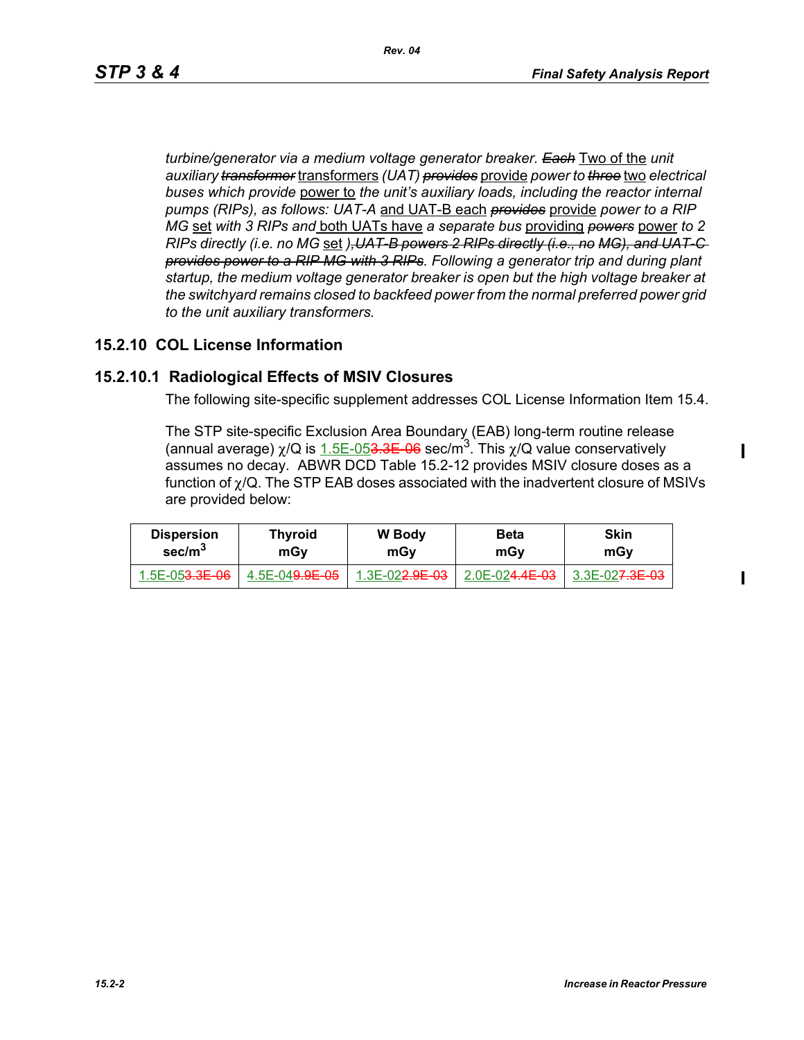*turbine/generator via a medium voltage generator breaker. ~~Each~~ Two of the unit auxiliary ~~transformer~~ transformers (UAT) ~~provides~~ provide power to ~~three~~ two electrical buses which provide power to the unit's auxiliary loads, including the reactor internal pumps (RIPs), as follows: UAT-A and UAT-B each ~~provides~~ provide power to a RIP MG set with 3 RIPs and both UATs have a separate bus providing ~~powers~~ power to 2 RIPs directly (i.e. no MG set )~~, UAT-B powers 2 RIPs directly (i.e., no MG), and UAT-C provides power to a RIP MG with 3 RIPs~~. Following a generator trip and during plant startup, the medium voltage generator breaker is open but the high voltage breaker at the switchyard remains closed to backfeed power from the normal preferred power grid to the unit auxiliary transformers.*

## 15.2.10 COL License Information

### 15.2.10.1 Radiological Effects of MSIV Closures

The following site-specific supplement addresses COL License Information Item 15.4.

The STP site-specific Exclusion Area Boundary (EAB) long-term routine release (annual average) $\chi$/Q is 1.5E-05~~3.3E-06~~ sec/m$^3$. This $\chi$/Q value conservatively assumes no decay. ABWR DCD Table 15.2-12 provides MSIV closure doses as a function of $\chi$/Q. The STP EAB doses associated with the inadvertent closure of MSIVs are provided below:

| Dispersion sec/m$^3$ | Thyroid mGy | W Body mGy | Beta mGy | Skin mGy |
|---|---|---|---|---|
| 1.5E-05~~3.3E-06~~ | 4.5E-04~~9.9E-05~~ | 1.3E-02~~2.9E-03~~ | 2.0E-02~~4.4E-03~~ | 3.3E-02~~7.3E-03~~ |